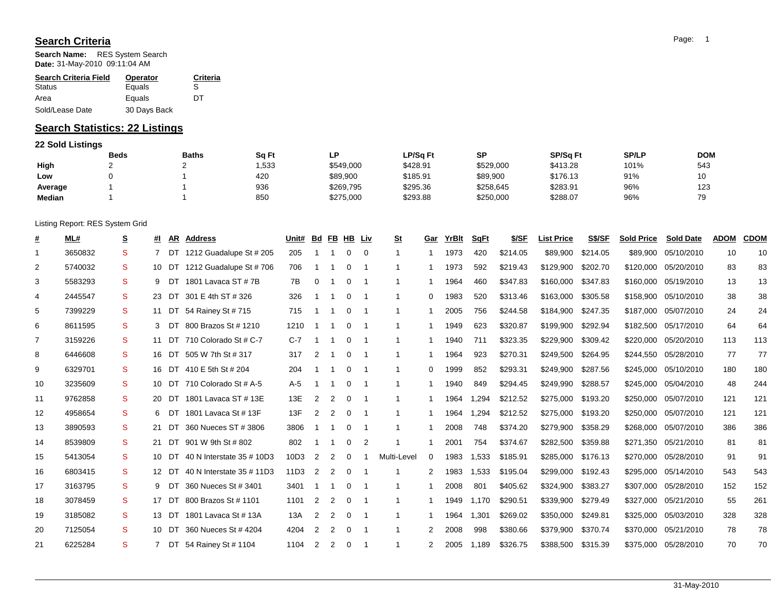## Search Criteria

**Search Name:** RES System Search
**Date:** 31-May-2010 09:11:04 AM

| Search Criteria Field | Operator | Criteria |
|---|---|---|
| Status | Equals | S |
| Area | Equals | DT |
| Sold/Lease Date | 30 Days Back | |

## Search Statistics: 22 Listings

### 22 Sold Listings

| | Beds | Baths | Sq Ft | LP | LP/Sq Ft | SP | SP/Sq Ft | SP/LP | DOM |
|---|---|---|---|---|---|---|---|---|---|
| **High** | 2 | 2 | 1,533 | $549,000 | $428.91 | $529,000 | $413.28 | 101% | 543 |
| **Low** | 0 | 1 | 420 | $89,900 | $185.91 | $89,900 | $176.13 | 91% | 10 |
| **Average** | 1 | 1 | 936 | $269,795 | $295.36 | $258,645 | $283.91 | 96% | 123 |
| **Median** | 1 | 1 | 850 | $275,000 | $293.88 | $250,000 | $288.07 | 96% | 79 |

Listing Report: RES System Grid

| # | ML# | S | #I | AR | Address | Unit# | Bd | FB | HB | Liv | St | Gar | YrBlt | SqFt | $/SF | List Price | S$/SF | Sold Price | Sold Date | ADOM | CDOM |
|---|---|---|---|---|---|---|---|---|---|---|---|---|---|---|---|---|---|---|---|---|---|
| 1 | 3650832 | S | 7 | DT | 1212 Guadalupe St # 205 | 205 | 1 | 1 | 0 | 0 | 1 | 1 | 1973 | 420 | $214.05 | $89,900 | $214.05 | $89,900 | 05/10/2010 | 10 | 10 |
| 2 | 5740032 | S | 10 | DT | 1212 Guadalupe St # 706 | 706 | 1 | 1 | 0 | 1 | 1 | 1 | 1973 | 592 | $219.43 | $129,900 | $202.70 | $120,000 | 05/20/2010 | 83 | 83 |
| 3 | 5583293 | S | 9 | DT | 1801 Lavaca ST # 7B | 7B | 0 | 1 | 0 | 1 | 1 | 1 | 1964 | 460 | $347.83 | $160,000 | $347.83 | $160,000 | 05/19/2010 | 13 | 13 |
| 4 | 2445547 | S | 23 | DT | 301 E 4th ST # 326 | 326 | 1 | 1 | 0 | 1 | 1 | 0 | 1983 | 520 | $313.46 | $163,000 | $305.58 | $158,900 | 05/10/2010 | 38 | 38 |
| 5 | 7399229 | S | 11 | DT | 54 Rainey St # 715 | 715 | 1 | 1 | 0 | 1 | 1 | 1 | 2005 | 756 | $244.58 | $184,900 | $247.35 | $187,000 | 05/07/2010 | 24 | 24 |
| 6 | 8611595 | S | 3 | DT | 800 Brazos St # 1210 | 1210 | 1 | 1 | 0 | 1 | 1 | 1 | 1949 | 623 | $320.87 | $199,900 | $292.94 | $182,500 | 05/17/2010 | 64 | 64 |
| 7 | 3159226 | S | 11 | DT | 710 Colorado St # C-7 | C-7 | 1 | 1 | 0 | 1 | 1 | 1 | 1940 | 711 | $323.35 | $229,900 | $309.42 | $220,000 | 05/20/2010 | 113 | 113 |
| 8 | 6446608 | S | 16 | DT | 505 W 7th St # 317 | 317 | 2 | 1 | 0 | 1 | 1 | 1 | 1964 | 923 | $270.31 | $249,500 | $264.95 | $244,550 | 05/28/2010 | 77 | 77 |
| 9 | 6329701 | S | 16 | DT | 410 E 5th St # 204 | 204 | 1 | 1 | 0 | 1 | 1 | 0 | 1999 | 852 | $293.31 | $249,900 | $287.56 | $245,000 | 05/10/2010 | 180 | 180 |
| 10 | 3235609 | S | 10 | DT | 710 Colorado St # A-5 | A-5 | 1 | 1 | 0 | 1 | 1 | 1 | 1940 | 849 | $294.45 | $249,990 | $288.57 | $245,000 | 05/04/2010 | 48 | 244 |
| 11 | 9762858 | S | 20 | DT | 1801 Lavaca ST # 13E | 13E | 2 | 2 | 0 | 1 | 1 | 1 | 1964 | 1,294 | $212.52 | $275,000 | $193.20 | $250,000 | 05/07/2010 | 121 | 121 |
| 12 | 4958654 | S | 6 | DT | 1801 Lavaca St # 13F | 13F | 2 | 2 | 0 | 1 | 1 | 1 | 1964 | 1,294 | $212.52 | $275,000 | $193.20 | $250,000 | 05/07/2010 | 121 | 121 |
| 13 | 3890593 | S | 21 | DT | 360 Nueces ST # 3806 | 3806 | 1 | 1 | 0 | 1 | 1 | 1 | 2008 | 748 | $374.20 | $279,900 | $358.29 | $268,000 | 05/07/2010 | 386 | 386 |
| 14 | 8539809 | S | 21 | DT | 901 W 9th St # 802 | 802 | 1 | 1 | 0 | 2 | 1 | 1 | 2001 | 754 | $374.67 | $282,500 | $359.88 | $271,350 | 05/21/2010 | 81 | 81 |
| 15 | 5413054 | S | 10 | DT | 40 N Interstate 35 # 10D3 | 10D3 | 2 | 2 | 0 | 1 | Multi-Level | 0 | 1983 | 1,533 | $185.91 | $285,000 | $176.13 | $270,000 | 05/28/2010 | 91 | 91 |
| 16 | 6803415 | S | 12 | DT | 40 N Interstate 35 # 11D3 | 11D3 | 2 | 2 | 0 | 1 | 1 | 2 | 1983 | 1,533 | $195.04 | $299,000 | $192.43 | $295,000 | 05/14/2010 | 543 | 543 |
| 17 | 3163795 | S | 9 | DT | 360 Nueces St # 3401 | 3401 | 1 | 1 | 0 | 1 | 1 | 1 | 2008 | 801 | $405.62 | $324,900 | $383.27 | $307,000 | 05/28/2010 | 152 | 152 |
| 18 | 3078459 | S | 17 | DT | 800 Brazos St # 1101 | 1101 | 2 | 2 | 0 | 1 | 1 | 1 | 1949 | 1,170 | $290.51 | $339,900 | $279.49 | $327,000 | 05/21/2010 | 55 | 261 |
| 19 | 3185082 | S | 13 | DT | 1801 Lavaca St # 13A | 13A | 2 | 2 | 0 | 1 | 1 | 1 | 1964 | 1,301 | $269.02 | $350,000 | $249.81 | $325,000 | 05/03/2010 | 328 | 328 |
| 20 | 7125054 | S | 10 | DT | 360 Nueces St # 4204 | 4204 | 2 | 2 | 0 | 1 | 1 | 2 | 2008 | 998 | $380.66 | $379,900 | $370.74 | $370,000 | 05/21/2010 | 78 | 78 |
| 21 | 6225284 | S | 7 | DT | 54 Rainey St # 1104 | 1104 | 2 | 2 | 0 | 1 | 1 | 2 | 2005 | 1,189 | $326.75 | $388,500 | $315.39 | $375,000 | 05/28/2010 | 70 | 70 |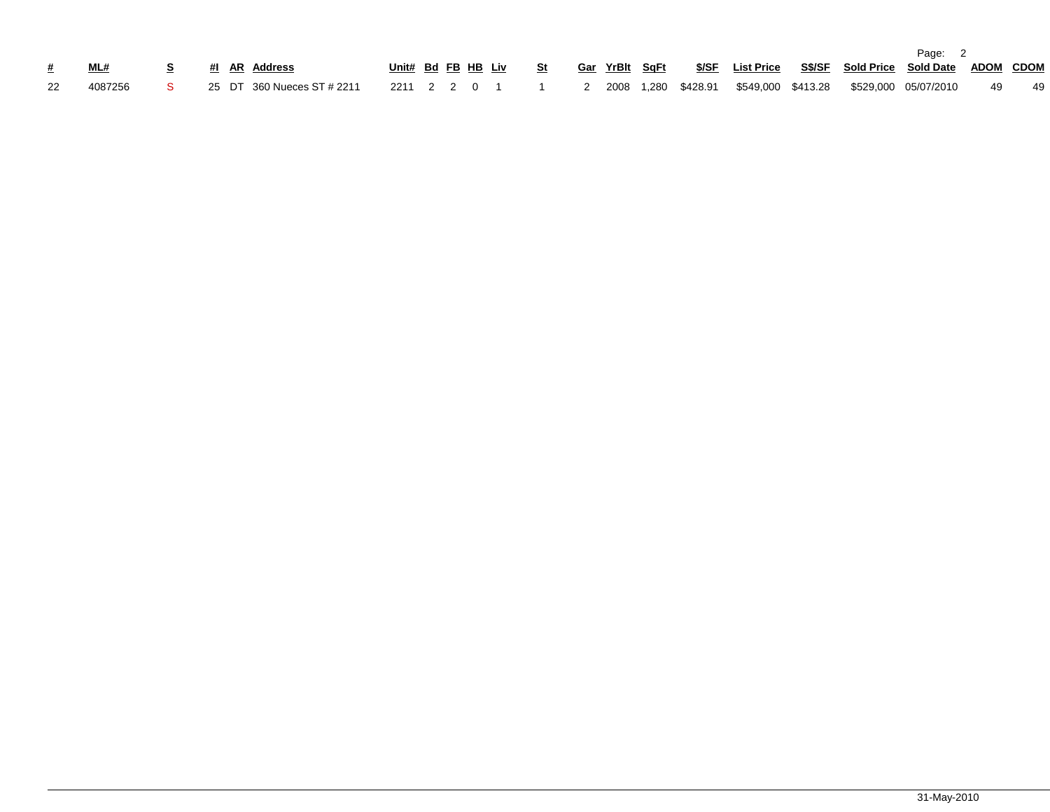| # | ML# | S | #I | AR | Address | Unit# | Bd | FB | HB | Liv | St | Gar | YrBlt | SqFt | $/SF | List Price | S$/SF | Sold Price | Sold Date | ADOM | CDOM |
|---|---|---|---|---|---|---|---|---|---|---|---|---|---|---|---|---|---|---|---|---|---|
| 22 | 4087256 | S | 25 | DT | 360 Nueces ST # 2211 | 2211 | 2 | 2 | 0 | 1 | 1 | 2 | 2008 | 1,280 | $428.91 | $549,000 | $413.28 | $529,000 | 05/07/2010 | 49 | 49 |

31-May-2010